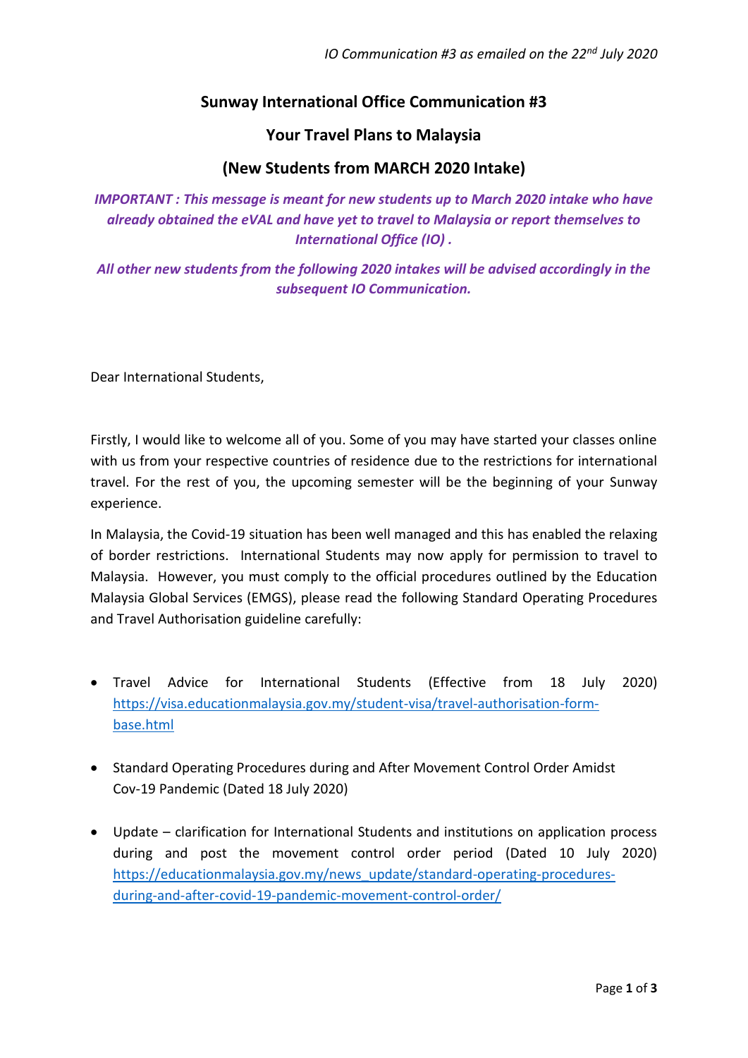*IO Communication #3 as emailed on the 22nd July 2020*

# Sunway International Office Communication #3

## Your Travel Plans to Malaysia

## (New Students from MARCH 2020 Intake)

***IMPORTANT : This message is meant for new students up to March 2020 intake who have already obtained the eVAL and have yet to travel to Malaysia or report themselves to International Office (IO) .***

***All other new students from the following 2020 intakes will be advised accordingly in the subsequent IO Communication.***

Dear International Students,

Firstly, I would like to welcome all of you. Some of you may have started your classes online with us from your respective countries of residence due to the restrictions for international travel. For the rest of you, the upcoming semester will be the beginning of your Sunway experience.

In Malaysia, the Covid-19 situation has been well managed and this has enabled the relaxing of border restrictions. International Students may now apply for permission to travel to Malaysia. However, you must comply to the official procedures outlined by the Education Malaysia Global Services (EMGS), please read the following Standard Operating Procedures and Travel Authorisation guideline carefully:

- Travel Advice for International Students (Effective from 18 July 2020) https://visa.educationmalaysia.gov.my/student-visa/travel-authorisation-form-base.html
- Standard Operating Procedures during and After Movement Control Order Amidst Cov-19 Pandemic (Dated 18 July 2020)
- Update – clarification for International Students and institutions on application process during and post the movement control order period (Dated 10 July 2020) https://educationmalaysia.gov.my/news_update/standard-operating-procedures-during-and-after-covid-19-pandemic-movement-control-order/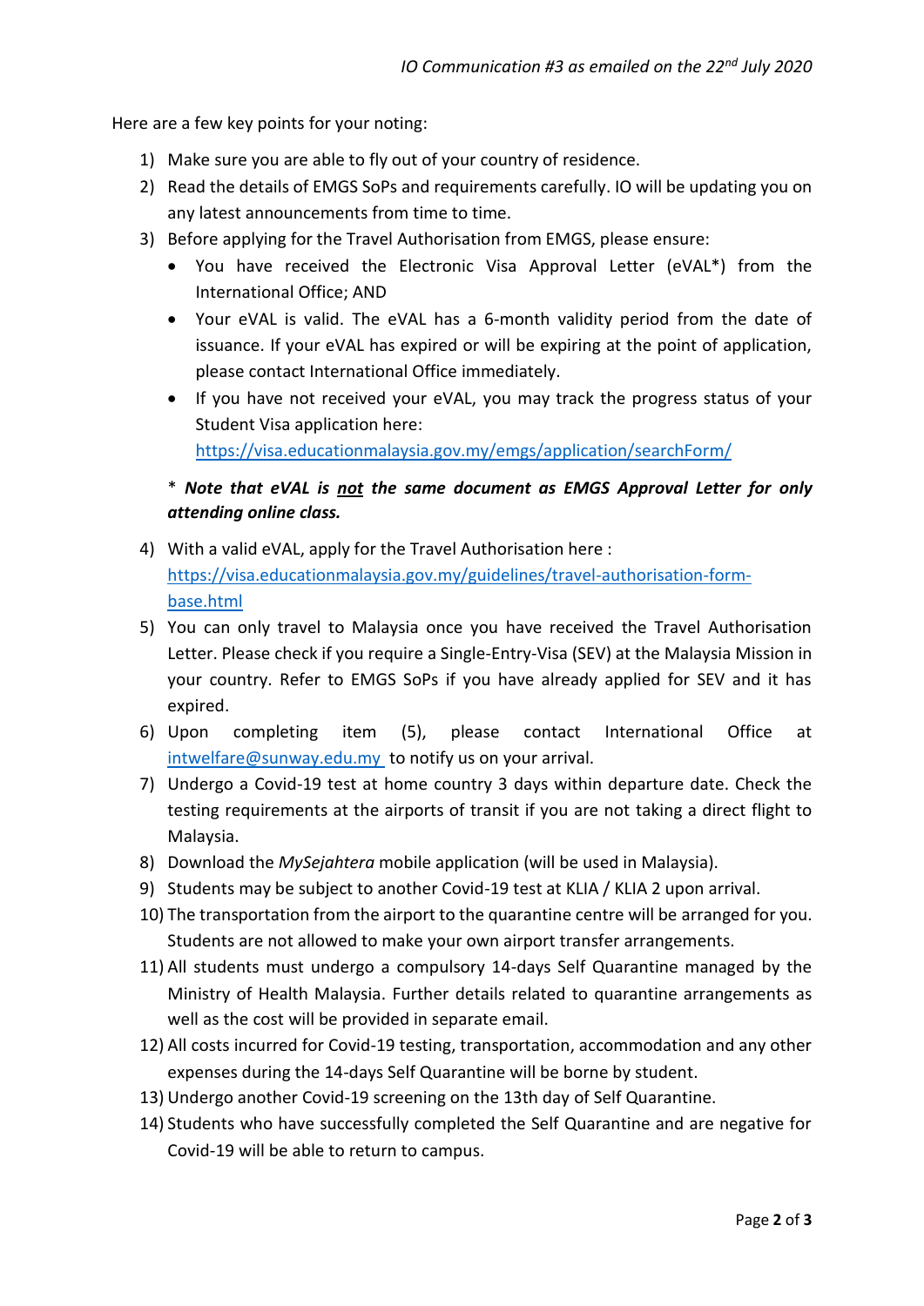*IO Communication #3 as emailed on the 22nd July 2020*

Here are a few key points for your noting:

1) Make sure you are able to fly out of your country of residence.
2) Read the details of EMGS SoPs and requirements carefully. IO will be updating you on any latest announcements from time to time.
3) Before applying for the Travel Authorisation from EMGS, please ensure:
   - You have received the Electronic Visa Approval Letter (eVAL*) from the International Office; AND
   - Your eVAL is valid. The eVAL has a 6-month validity period from the date of issuance. If your eVAL has expired or will be expiring at the point of application, please contact International Office immediately.
   - If you have not received your eVAL, you may track the progress status of your Student Visa application here: [https://visa.educationmalaysia.gov.my/emgs/application/searchForm/](https://visa.educationmalaysia.gov.my/emgs/application/searchForm/)

   \* ***Note that eVAL is <u>not</u> the same document as EMGS Approval Letter for only attending online class.***

4) With a valid eVAL, apply for the Travel Authorisation here : [https://visa.educationmalaysia.gov.my/guidelines/travel-authorisation-form-base.html](https://visa.educationmalaysia.gov.my/guidelines/travel-authorisation-form-base.html)
5) You can only travel to Malaysia once you have received the Travel Authorisation Letter. Please check if you require a Single-Entry-Visa (SEV) at the Malaysia Mission in your country. Refer to EMGS SoPs if you have already applied for SEV and it has expired.
6) Upon completing item (5), please contact International Office at [intwelfare@sunway.edu.my](mailto:intwelfare@sunway.edu.my) to notify us on your arrival.
7) Undergo a Covid-19 test at home country 3 days within departure date. Check the testing requirements at the airports of transit if you are not taking a direct flight to Malaysia.
8) Download the *MySejahtera* mobile application (will be used in Malaysia).
9) Students may be subject to another Covid-19 test at KLIA / KLIA 2 upon arrival.
10) The transportation from the airport to the quarantine centre will be arranged for you. Students are not allowed to make your own airport transfer arrangements.
11) All students must undergo a compulsory 14-days Self Quarantine managed by the Ministry of Health Malaysia. Further details related to quarantine arrangements as well as the cost will be provided in separate email.
12) All costs incurred for Covid-19 testing, transportation, accommodation and any other expenses during the 14-days Self Quarantine will be borne by student.
13) Undergo another Covid-19 screening on the 13th day of Self Quarantine.
14) Students who have successfully completed the Self Quarantine and are negative for Covid-19 will be able to return to campus.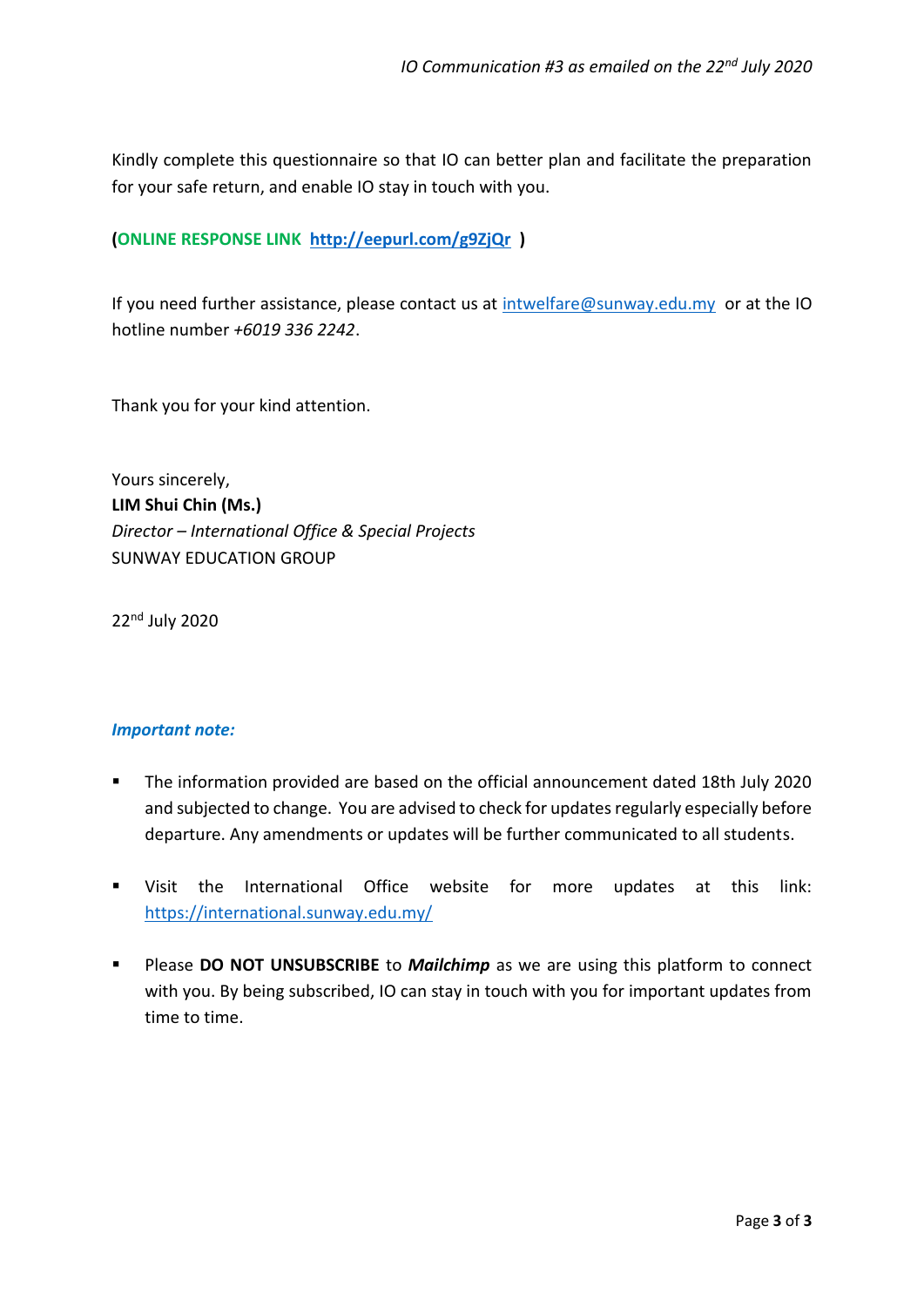Kindly complete this questionnaire so that IO can better plan and facilitate the preparation for your safe return, and enable IO stay in touch with you.

**(ONLINE RESPONSE LINK http://eepurl.com/g9ZjQr )**

If you need further assistance, please contact us at intwelfare@sunway.edu.my or at the IO hotline number *+6019 336 2242*.

Thank you for your kind attention.

Yours sincerely,
**LIM Shui Chin (Ms.)**
*Director – International Office & Special Projects*
SUNWAY EDUCATION GROUP

22nd July 2020

***Important note:***

- The information provided are based on the official announcement dated 18th July 2020 and subjected to change. You are advised to check for updates regularly especially before departure. Any amendments or updates will be further communicated to all students.
- Visit the International Office website for more updates at this link: https://international.sunway.edu.my/
- Please **DO NOT UNSUBSCRIBE** to ***Mailchimp*** as we are using this platform to connect with you. By being subscribed, IO can stay in touch with you for important updates from time to time.